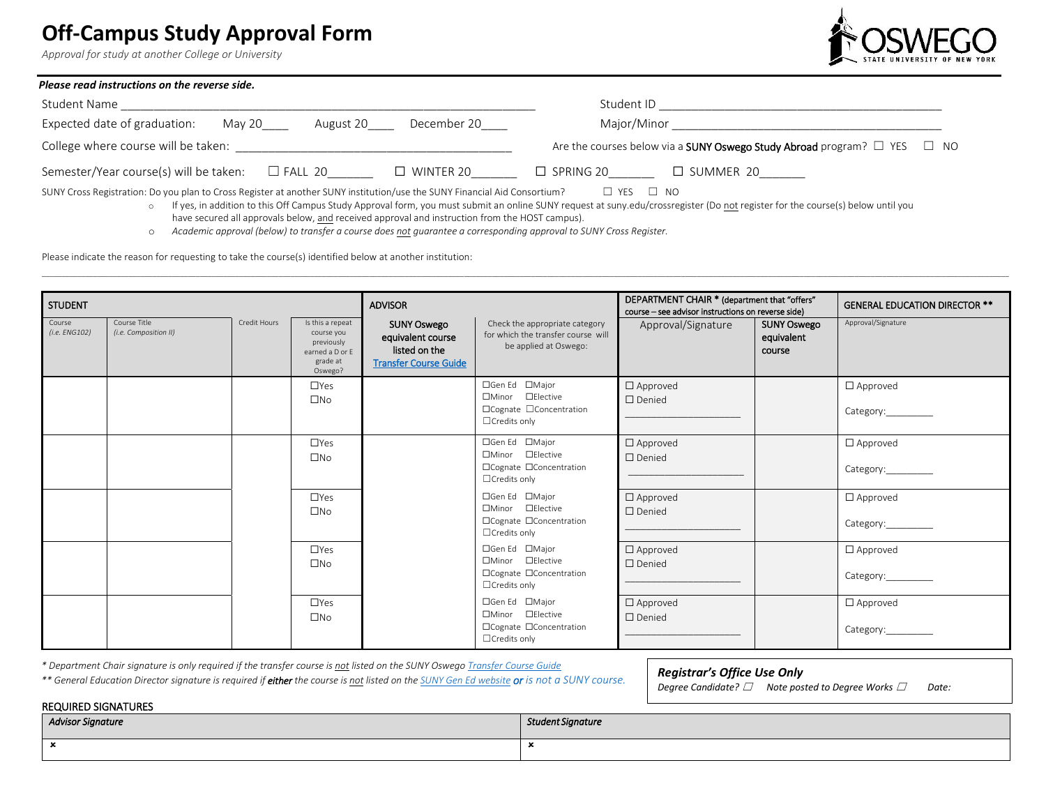# Off-Campus Study Approval Form

*Approval for study at another College or University*

***Please read instructions on the reverse side.***

Student Name ___________________________________________________________ Student ID __________________________________________

Expected date of graduation: May 20____ August 20____ December 20____ Major/Minor __________________________________________

College where course will be taken: ________________________________________ Are the courses below via a **SUNY Oswego Study Abroad** program? ☐ YES ☐ NO

Semester/Year course(s) will be taken: ☐ FALL 20_______ ☐ WINTER 20_______ ☐ SPRING 20_______ ☐ SUMMER 20_______

SUNY Cross Registration: Do you plan to Cross Register at another SUNY institution/use the SUNY Financial Aid Consortium? ☐ YES ☐ NO

- If yes, in addition to this Off Campus Study Approval form, you must submit an online SUNY request at suny.edu/crossregister (Do not register for the course(s) below until you have secured all approvals below, and received approval and instruction from the HOST campus).
- *Academic approval (below) to transfer a course does not guarantee a corresponding approval to SUNY Cross Register.*

Please indicate the reason for requesting to take the course(s) identified below at another institution:

______________________________________________________________________________________________________________

| STUDENT | | | | ADVISOR | | DEPARTMENT CHAIR * (department that "offers" course – see advisor instructions on reverse side) | | GENERAL EDUCATION DIRECTOR ** |
|---|---|---|---|---|---|---|---|---|
| Course (i.e. ENG102) | Course Title (i.e. Composition II) | Credit Hours | Is this a repeat course you previously earned a D or E grade at Oswego? | SUNY Oswego equivalent course listed on the Transfer Course Guide | Check the appropriate category for which the transfer course will be applied at Oswego: | Approval/Signature | SUNY Oswego equivalent course | Approval/Signature |
| | | | ☐Yes ☐No | | ☐Gen Ed ☐Major ☐Minor ☐Elective ☐Cognate ☐Concentration ☐Credits only | ☐ Approved ☐ Denied ____________________ | | ☐ Approved Category:_________ |
| | | | ☐Yes ☐No | | ☐Gen Ed ☐Major ☐Minor ☐Elective ☐Cognate ☐Concentration ☐Credits only | ☐ Approved ☐ Denied ____________________ | | ☐ Approved Category:_________ |
| | | | ☐Yes ☐No | | ☐Gen Ed ☐Major ☐Minor ☐Elective ☐Cognate ☐Concentration ☐Credits only | ☐ Approved ☐ Denied ____________________ | | ☐ Approved Category:_________ |
| | | | ☐Yes ☐No | | ☐Gen Ed ☐Major ☐Minor ☐Elective ☐Cognate ☐Concentration ☐Credits only | ☐ Approved ☐ Denied ____________________ | | ☐ Approved Category:_________ |
| | | | ☐Yes ☐No | | ☐Gen Ed ☐Major ☐Minor ☐Elective ☐Cognate ☐Concentration ☐Credits only | ☐ Approved ☐ Denied ____________________ | | ☐ Approved Category:_________ |

*\* Department Chair signature is only required if the transfer course is not listed on the SUNY Oswego Transfer Course Guide*

*\*\* General Education Director signature is required if **either** the course is not listed on the SUNY Gen Ed website **or** is not a SUNY course.*

***Registrar's Office Use Only***

*Degree Candidate?* ☐ *Note posted to Degree Works* ☐ *Date:*

REQUIRED SIGNATURES

| *Advisor Signature* | *Student Signature* |
|---|---|
| × | × |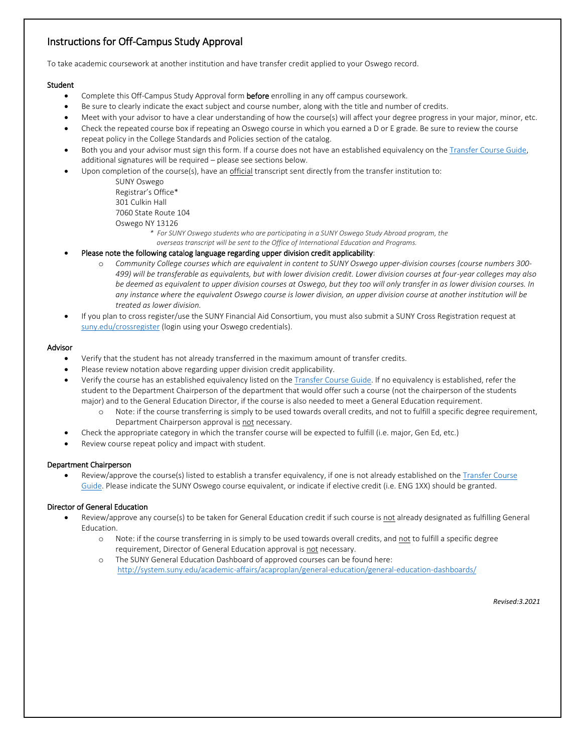# Instructions for Off-Campus Study Approval

To take academic coursework at another institution and have transfer credit applied to your Oswego record.

## Student

- Complete this Off-Campus Study Approval form **before** enrolling in any off campus coursework.
- Be sure to clearly indicate the exact subject and course number, along with the title and number of credits.
- Meet with your advisor to have a clear understanding of how the course(s) will affect your degree progress in your major, minor, etc.
- Check the repeated course box if repeating an Oswego course in which you earned a D or E grade. Be sure to review the course repeat policy in the College Standards and Policies section of the catalog.
- Both you and your advisor must sign this form. If a course does not have an established equivalency on the Transfer Course Guide, additional signatures will be required – please see sections below.
- Upon completion of the course(s), have an official transcript sent directly from the transfer institution to:

  SUNY Oswego
  Registrar's Office*
  301 Culkin Hall
  7060 State Route 104
  Oswego NY 13126

  *\* For SUNY Oswego students who are participating in a SUNY Oswego Study Abroad program, the overseas transcript will be sent to the Office of International Education and Programs.*
- **Please note the following catalog language regarding upper division credit applicability**:
  - *Community College courses which are equivalent in content to SUNY Oswego upper-division courses (course numbers 300-499) will be transferable as equivalents, but with lower division credit. Lower division courses at four-year colleges may also be deemed as equivalent to upper division courses at Oswego, but they too will only transfer in as lower division courses. In any instance where the equivalent Oswego course is lower division, an upper division course at another institution will be treated as lower division.*
- If you plan to cross register/use the SUNY Financial Aid Consortium, you must also submit a SUNY Cross Registration request at suny.edu/crossregister (login using your Oswego credentials).

## Advisor

- Verify that the student has not already transferred in the maximum amount of transfer credits.
- Please review notation above regarding upper division credit applicability.
- Verify the course has an established equivalency listed on the Transfer Course Guide. If no equivalency is established, refer the student to the Department Chairperson of the department that would offer such a course (not the chairperson of the students major) and to the General Education Director, if the course is also needed to meet a General Education requirement.
  - Note: if the course transferring is simply to be used towards overall credits, and not to fulfill a specific degree requirement, Department Chairperson approval is not necessary.
- Check the appropriate category in which the transfer course will be expected to fulfill (i.e. major, Gen Ed, etc.)
- Review course repeat policy and impact with student.

## Department Chairperson

- Review/approve the course(s) listed to establish a transfer equivalency, if one is not already established on the Transfer Course Guide. Please indicate the SUNY Oswego course equivalent, or indicate if elective credit (i.e. ENG 1XX) should be granted.

## Director of General Education

- Review/approve any course(s) to be taken for General Education credit if such course is not already designated as fulfilling General Education.
  - Note: if the course transferring in is simply to be used towards overall credits, and not to fulfill a specific degree requirement, Director of General Education approval is not necessary.
  - The SUNY General Education Dashboard of approved courses can be found here: http://system.suny.edu/academic-affairs/acaproplan/general-education/general-education-dashboards/

*Revised:3.2021*